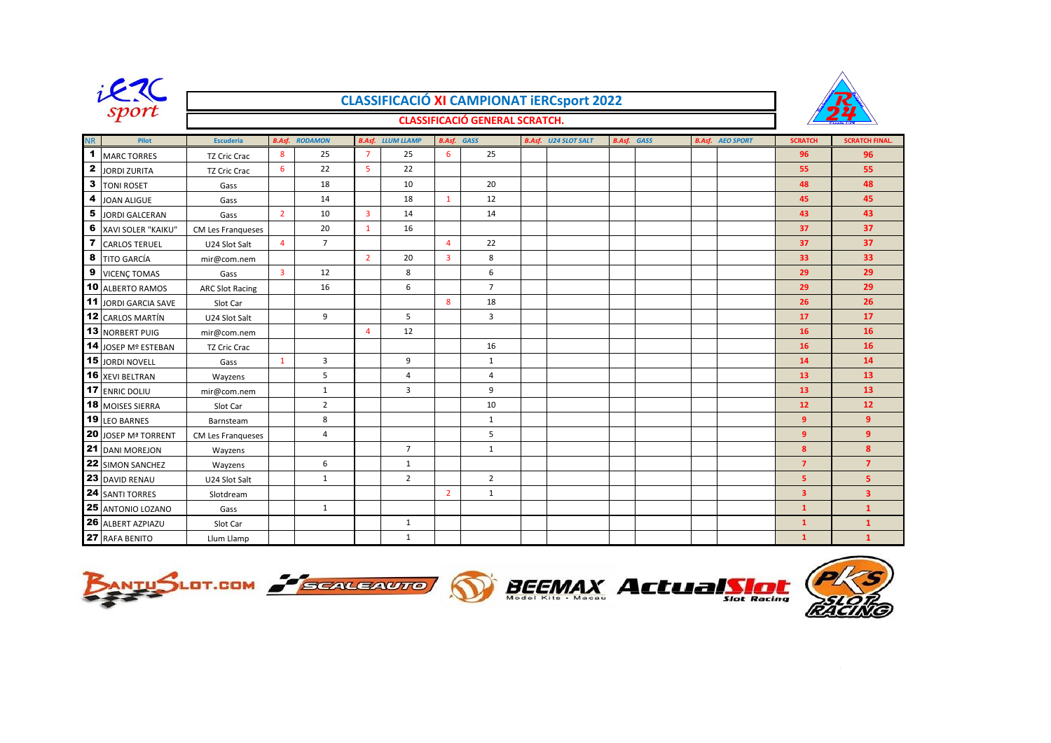# CLASSIFICACIÓ XI CAMPIONAT iERCsport 2022

## CLASSIFICACIÓ GENERAL SCRATCH.

| NR | Pilot | Escuderia | B.Asf. | RODAMON | B.Asf. | LLUM LLAMP | B.Asf. | GASS | B.Asf. | U24 SLOT SALT | B.Asf. | GASS | B.Asf. | AEO SPORT | SCRATCH | SCRATCH FINAL. |
|---|---|---|---|---|---|---|---|---|---|---|---|---|---|---|---|---|
| 1 | MARC TORRES | TZ Cric Crac | 8 | 25 | 7 | 25 | 6 | 25 | | | | | | | 96 | 96 |
| 2 | JORDI ZURITA | TZ Cric Crac | 6 | 22 | 5 | 22 | | | | | | | | | 55 | 55 |
| 3 | TONI ROSET | Gass | | 18 | | 10 | | 20 | | | | | | | 48 | 48 |
| 4 | JOAN ALIGUE | Gass | | 14 | | 18 | 1 | 12 | | | | | | | 45 | 45 |
| 5 | JORDI GALCERAN | Gass | 2 | 10 | 3 | 14 | | 14 | | | | | | | 43 | 43 |
| 6 | XAVI SOLER "KAIKU" | CM Les Franqueses | | 20 | 1 | 16 | | | | | | | | | 37 | 37 |
| 7 | CARLOS TERUEL | U24 Slot Salt | 4 | 7 | | | 4 | 22 | | | | | | | 37 | 37 |
| 8 | TITO GARCÍA | mir@com.nem | | | 2 | 20 | 3 | 8 | | | | | | | 33 | 33 |
| 9 | VICENÇ TOMAS | Gass | 3 | 12 | | 8 | | 6 | | | | | | | 29 | 29 |
| 10 | ALBERTO RAMOS | ARC Slot Racing | | 16 | | 6 | | 7 | | | | | | | 29 | 29 |
| 11 | JORDI GARCIA SAVE | Slot Car | | | | | 8 | 18 | | | | | | | 26 | 26 |
| 12 | CARLOS MARTÍN | U24 Slot Salt | | 9 | | 5 | | 3 | | | | | | | 17 | 17 |
| 13 | NORBERT PUIG | mir@com.nem | | | 4 | 12 | | | | | | | | | 16 | 16 |
| 14 | JOSEP Mª ESTEBAN | TZ Cric Crac | | | | | | 16 | | | | | | | 16 | 16 |
| 15 | JORDI NOVELL | Gass | 1 | 3 | | 9 | | 1 | | | | | | | 14 | 14 |
| 16 | XEVI BELTRAN | Wayzens | | 5 | | 4 | | 4 | | | | | | | 13 | 13 |
| 17 | ENRIC DOLIU | mir@com.nem | | 1 | | 3 | | 9 | | | | | | | 13 | 13 |
| 18 | MOISES SIERRA | Slot Car | | 2 | | | | 10 | | | | | | | 12 | 12 |
| 19 | LEO BARNES | Barnsteam | | 8 | | | | 1 | | | | | | | 9 | 9 |
| 20 | JOSEP Mª TORRENT | CM Les Franqueses | | 4 | | | | 5 | | | | | | | 9 | 9 |
| 21 | DANI MOREJON | Wayzens | | | | 7 | | 1 | | | | | | | 8 | 8 |
| 22 | SIMON SANCHEZ | Wayzens | | 6 | | 1 | | | | | | | | | 7 | 7 |
| 23 | DAVID RENAU | U24 Slot Salt | | 1 | | 2 | | 2 | | | | | | | 5 | 5 |
| 24 | SANTI TORRES | Slotdream | | | | | 2 | 1 | | | | | | | 3 | 3 |
| 25 | ANTONIO LOZANO | Gass | | 1 | | | | | | | | | | | 1 | 1 |
| 26 | ALBERT AZPIAZU | Slot Car | | | | 1 | | | | | | | | | 1 | 1 |
| 27 | RAFA BENITO | Llum Llamp | | | | 1 | | | | | | | | | 1 | 1 |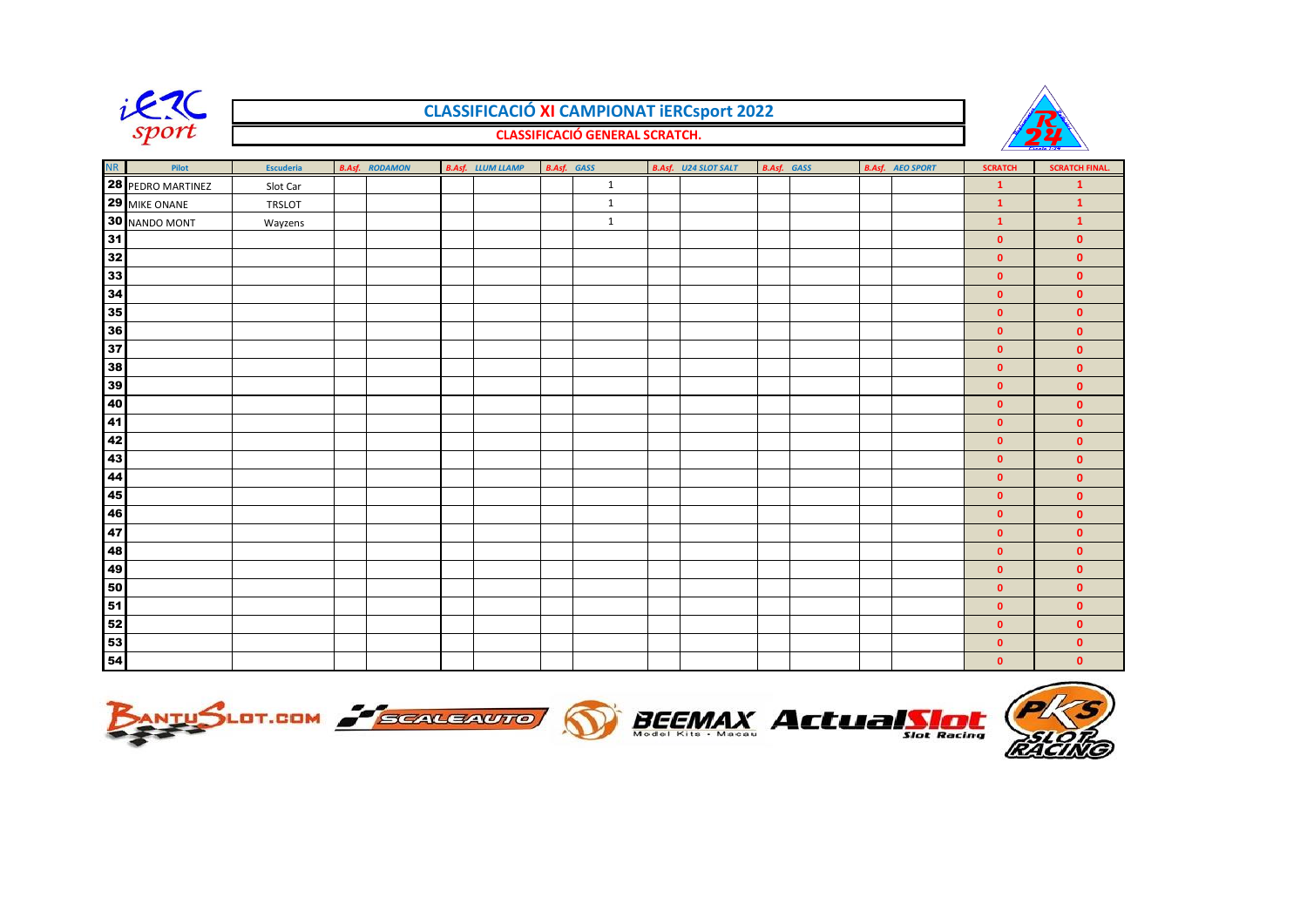# CLASSIFICACIÓ XI CAMPIONAT iERCsport 2022

## CLASSIFICACIÓ GENERAL SCRATCH.

| NR | Pilot | Escuderia | B.Asf. RODAMON | | B.Asf. LLUM LLAMP | | B.Asf. GASS | | B.Asf. U24 SLOT SALT | | B.Asf. GASS | | B.Asf. AEO SPORT | | SCRATCH | SCRATCH FINAL. |
|---|---|---|---|---|---|---|---|---|---|---|---|---|---|---|---|---|
| 28 | PEDRO MARTINEZ | Slot Car | | | | | | 1 | | | | | | | 1 | 1 |
| 29 | MIKE ONANE | TRSLOT | | | | | | 1 | | | | | | | 1 | 1 |
| 30 | NANDO MONT | Wayzens | | | | | | 1 | | | | | | | 1 | 1 |
| 31 | | | | | | | | | | | | | | | 0 | 0 |
| 32 | | | | | | | | | | | | | | | 0 | 0 |
| 33 | | | | | | | | | | | | | | | 0 | 0 |
| 34 | | | | | | | | | | | | | | | 0 | 0 |
| 35 | | | | | | | | | | | | | | | 0 | 0 |
| 36 | | | | | | | | | | | | | | | 0 | 0 |
| 37 | | | | | | | | | | | | | | | 0 | 0 |
| 38 | | | | | | | | | | | | | | | 0 | 0 |
| 39 | | | | | | | | | | | | | | | 0 | 0 |
| 40 | | | | | | | | | | | | | | | 0 | 0 |
| 41 | | | | | | | | | | | | | | | 0 | 0 |
| 42 | | | | | | | | | | | | | | | 0 | 0 |
| 43 | | | | | | | | | | | | | | | 0 | 0 |
| 44 | | | | | | | | | | | | | | | 0 | 0 |
| 45 | | | | | | | | | | | | | | | 0 | 0 |
| 46 | | | | | | | | | | | | | | | 0 | 0 |
| 47 | | | | | | | | | | | | | | | 0 | 0 |
| 48 | | | | | | | | | | | | | | | 0 | 0 |
| 49 | | | | | | | | | | | | | | | 0 | 0 |
| 50 | | | | | | | | | | | | | | | 0 | 0 |
| 51 | | | | | | | | | | | | | | | 0 | 0 |
| 52 | | | | | | | | | | | | | | | 0 | 0 |
| 53 | | | | | | | | | | | | | | | 0 | 0 |
| 54 | | | | | | | | | | | | | | | 0 | 0 |